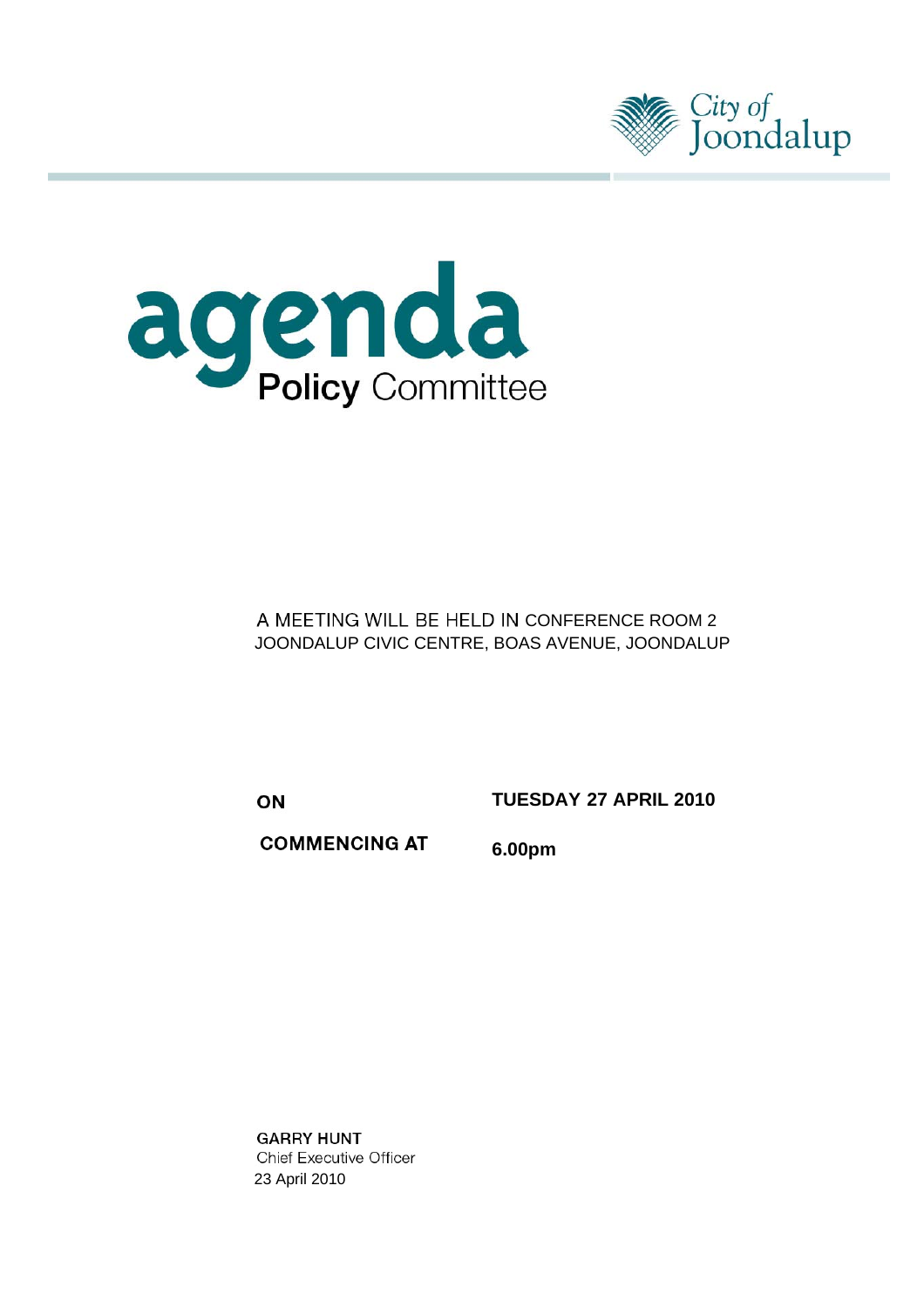City of Joondalup

# agenda

## **Policy** Committee

A MEETING WILL BE HELD IN CONFERENCE ROOM 2
JOONDALUP CIVIC CENTRE, BOAS AVENUE, JOONDALUP

**ON** **TUESDAY 27 APRIL 2010**

**COMMENCING AT** **6.00pm**

**GARRY HUNT**
Chief Executive Officer
23 April 2010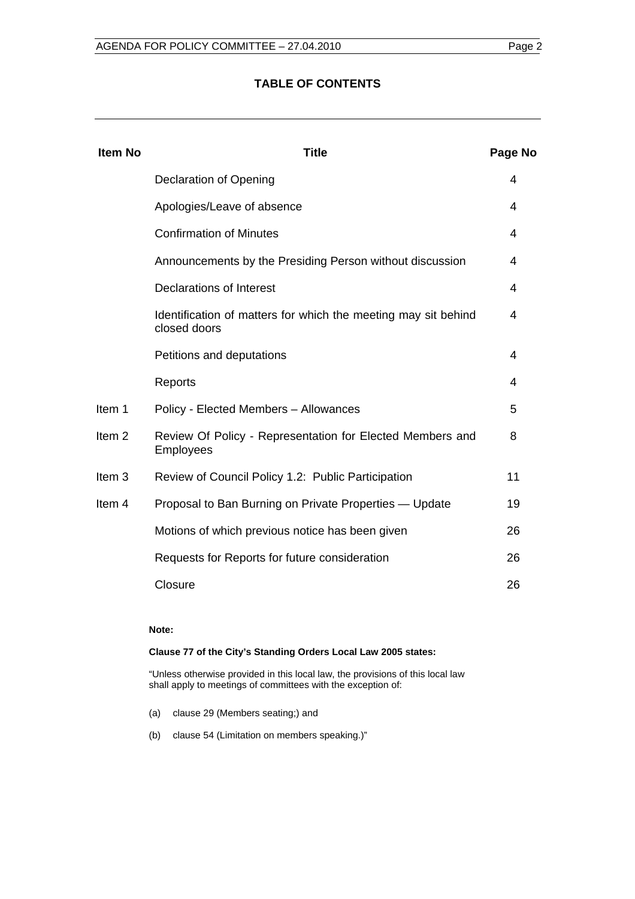# TABLE OF CONTENTS

| Item No | Title | Page No |
|---|---|---|
| | Declaration of Opening | 4 |
| | Apologies/Leave of absence | 4 |
| | Confirmation of Minutes | 4 |
| | Announcements by the Presiding Person without discussion | 4 |
| | Declarations of Interest | 4 |
| | Identification of matters for which the meeting may sit behind closed doors | 4 |
| | Petitions and deputations | 4 |
| | Reports | 4 |
| Item 1 | Policy - Elected Members – Allowances | 5 |
| Item 2 | Review Of Policy - Representation for Elected Members and Employees | 8 |
| Item 3 | Review of Council Policy 1.2: Public Participation | 11 |
| Item 4 | Proposal to Ban Burning on Private Properties — Update | 19 |
| | Motions of which previous notice has been given | 26 |
| | Requests for Reports for future consideration | 26 |
| | Closure | 26 |

**Note:**

**Clause 77 of the City's Standing Orders Local Law 2005 states:**

"Unless otherwise provided in this local law, the provisions of this local law shall apply to meetings of committees with the exception of:

(a) clause 29 (Members seating;) and

(b) clause 54 (Limitation on members speaking.)"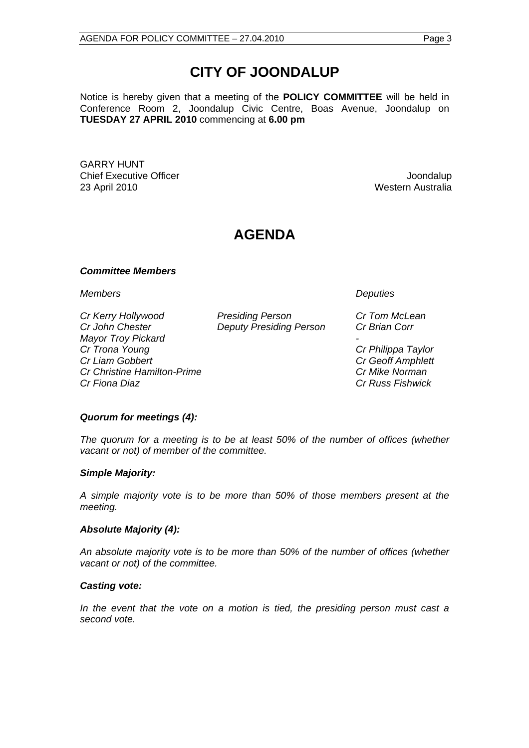# CITY OF JOONDALUP

Notice is hereby given that a meeting of the **POLICY COMMITTEE** will be held in Conference Room 2, Joondalup Civic Centre, Boas Avenue, Joondalup on **TUESDAY 27 APRIL 2010** commencing at **6.00 pm**

GARRY HUNT
Chief Executive Officer
23 April 2010

Joondalup
Western Australia

# AGENDA

***Committee Members***

| *Members* | | *Deputies* |
|---|---|---|
| *Cr Kerry Hollywood* | *Presiding Person* | *Cr Tom McLean* |
| *Cr John Chester* | *Deputy Presiding Person* | *Cr Brian Corr* |
| *Mayor Troy Pickard* | | - |
| *Cr Trona Young* | | *Cr Philippa Taylor* |
| *Cr Liam Gobbert* | | *Cr Geoff Amphlett* |
| *Cr Christine Hamilton-Prime* | | *Cr Mike Norman* |
| *Cr Fiona Diaz* | | *Cr Russ Fishwick* |

***Quorum for meetings (4):***

*The quorum for a meeting is to be at least 50% of the number of offices (whether vacant or not) of member of the committee.*

***Simple Majority:***

*A simple majority vote is to be more than 50% of those members present at the meeting.*

***Absolute Majority (4):***

*An absolute majority vote is to be more than 50% of the number of offices (whether vacant or not) of the committee.*

***Casting vote:***

*In the event that the vote on a motion is tied, the presiding person must cast a second vote.*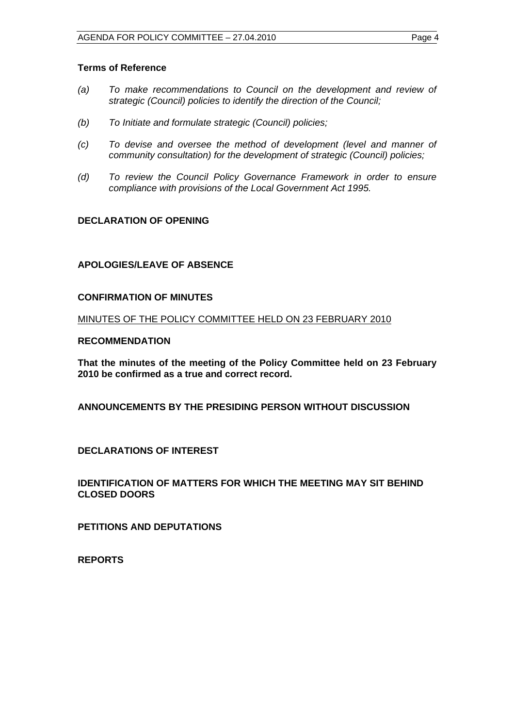**Terms of Reference**

(a) *To make recommendations to Council on the development and review of strategic (Council) policies to identify the direction of the Council;*

(b) *To Initiate and formulate strategic (Council) policies;*

(c) *To devise and oversee the method of development (level and manner of community consultation) for the development of strategic (Council) policies;*

(d) *To review the Council Policy Governance Framework in order to ensure compliance with provisions of the Local Government Act 1995.*

**DECLARATION OF OPENING**

**APOLOGIES/LEAVE OF ABSENCE**

**CONFIRMATION OF MINUTES**

MINUTES OF THE POLICY COMMITTEE HELD ON 23 FEBRUARY 2010

**RECOMMENDATION**

**That the minutes of the meeting of the Policy Committee held on 23 February 2010 be confirmed as a true and correct record.**

**ANNOUNCEMENTS BY THE PRESIDING PERSON WITHOUT DISCUSSION**

**DECLARATIONS OF INTEREST**

**IDENTIFICATION OF MATTERS FOR WHICH THE MEETING MAY SIT BEHIND CLOSED DOORS**

**PETITIONS AND DEPUTATIONS**

**REPORTS**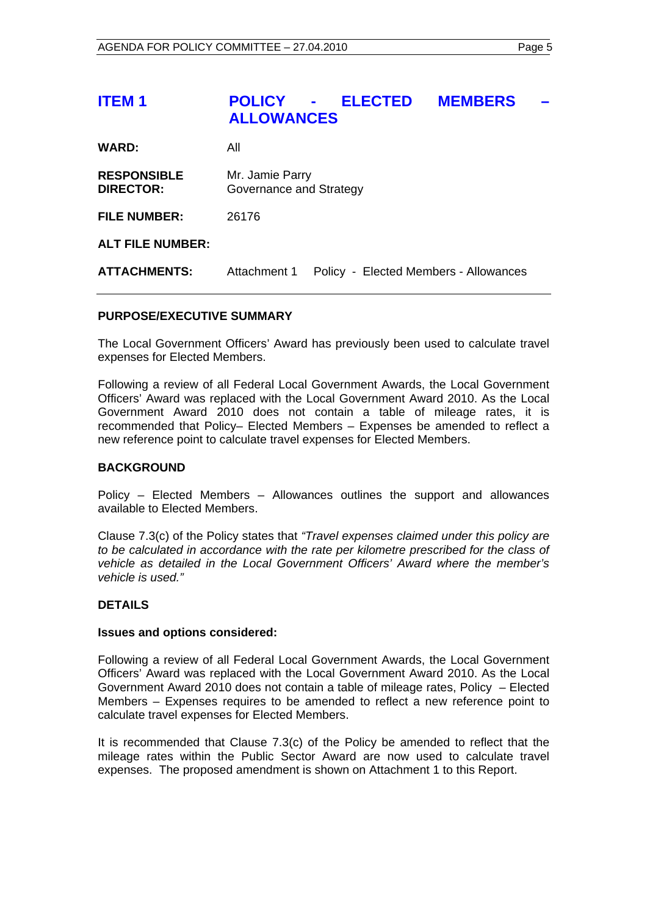# ITEM 1 POLICY - ELECTED MEMBERS – ALLOWANCES

**WARD:** All

**RESPONSIBLE DIRECTOR:** Mr. Jamie Parry
Governance and Strategy

**FILE NUMBER:** 26176

**ALT FILE NUMBER:**

**ATTACHMENTS:** Attachment 1 Policy - Elected Members - Allowances

---

## PURPOSE/EXECUTIVE SUMMARY

The Local Government Officers' Award has previously been used to calculate travel expenses for Elected Members.

Following a review of all Federal Local Government Awards, the Local Government Officers' Award was replaced with the Local Government Award 2010. As the Local Government Award 2010 does not contain a table of mileage rates, it is recommended that Policy– Elected Members – Expenses be amended to reflect a new reference point to calculate travel expenses for Elected Members.

## BACKGROUND

Policy – Elected Members – Allowances outlines the support and allowances available to Elected Members.

Clause 7.3(c) of the Policy states that *"Travel expenses claimed under this policy are to be calculated in accordance with the rate per kilometre prescribed for the class of vehicle as detailed in the Local Government Officers' Award where the member's vehicle is used."*

## DETAILS

### Issues and options considered:

Following a review of all Federal Local Government Awards, the Local Government Officers' Award was replaced with the Local Government Award 2010. As the Local Government Award 2010 does not contain a table of mileage rates, Policy – Elected Members – Expenses requires to be amended to reflect a new reference point to calculate travel expenses for Elected Members.

It is recommended that Clause 7.3(c) of the Policy be amended to reflect that the mileage rates within the Public Sector Award are now used to calculate travel expenses. The proposed amendment is shown on Attachment 1 to this Report.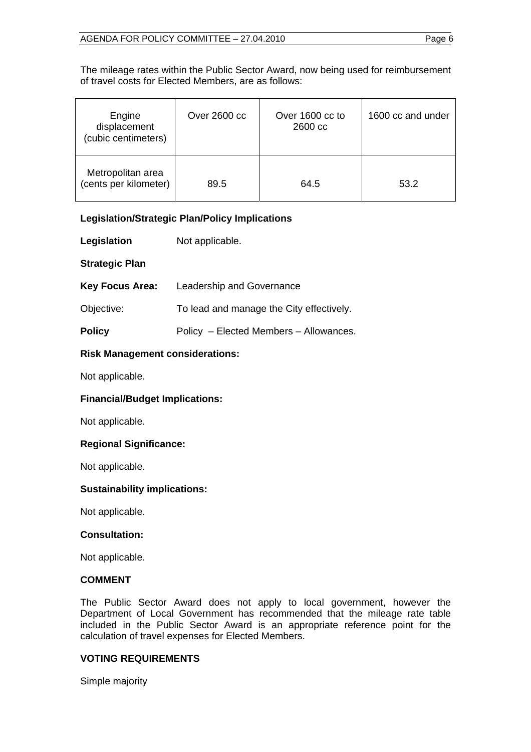The mileage rates within the Public Sector Award, now being used for reimbursement of travel costs for Elected Members, are as follows:

| Engine displacement (cubic centimeters) | Over 2600 cc | Over 1600 cc to 2600 cc | 1600 cc and under |
|---|---|---|---|
| Metropolitan area (cents per kilometer) | 89.5 | 64.5 | 53.2 |

### Legislation/Strategic Plan/Policy Implications

**Legislation** Not applicable.

**Strategic Plan**

**Key Focus Area:** Leadership and Governance

Objective: To lead and manage the City effectively.

**Policy** Policy – Elected Members – Allowances.

### Risk Management considerations:

Not applicable.

### Financial/Budget Implications:

Not applicable.

### Regional Significance:

Not applicable.

### Sustainability implications:

Not applicable.

### Consultation:

Not applicable.

## COMMENT

The Public Sector Award does not apply to local government, however the Department of Local Government has recommended that the mileage rate table included in the Public Sector Award is an appropriate reference point for the calculation of travel expenses for Elected Members.

## VOTING REQUIREMENTS

Simple majority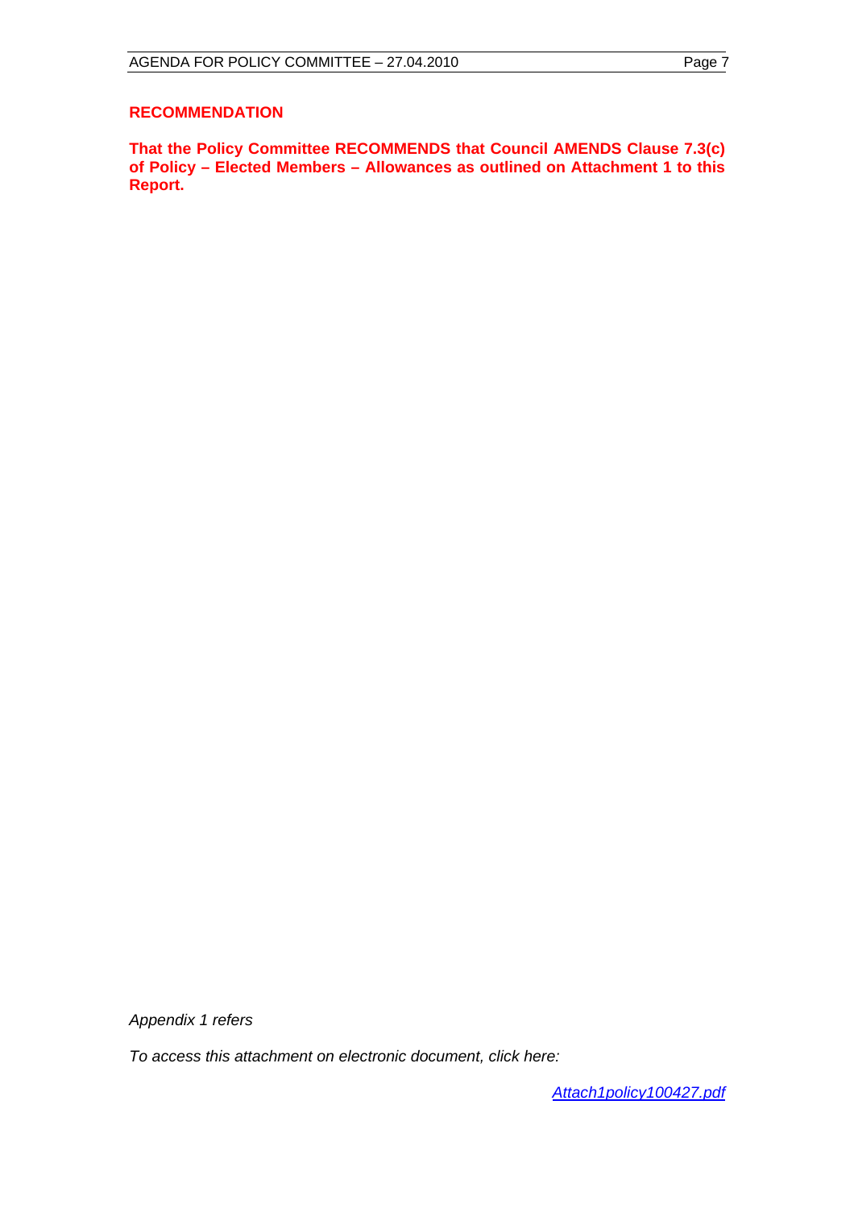**RECOMMENDATION**

**That the Policy Committee RECOMMENDS that Council AMENDS Clause 7.3(c) of Policy – Elected Members – Allowances as outlined on Attachment 1 to this Report.**

*Appendix 1 refers*

*To access this attachment on electronic document, click here:*

*Attach1policy100427.pdf*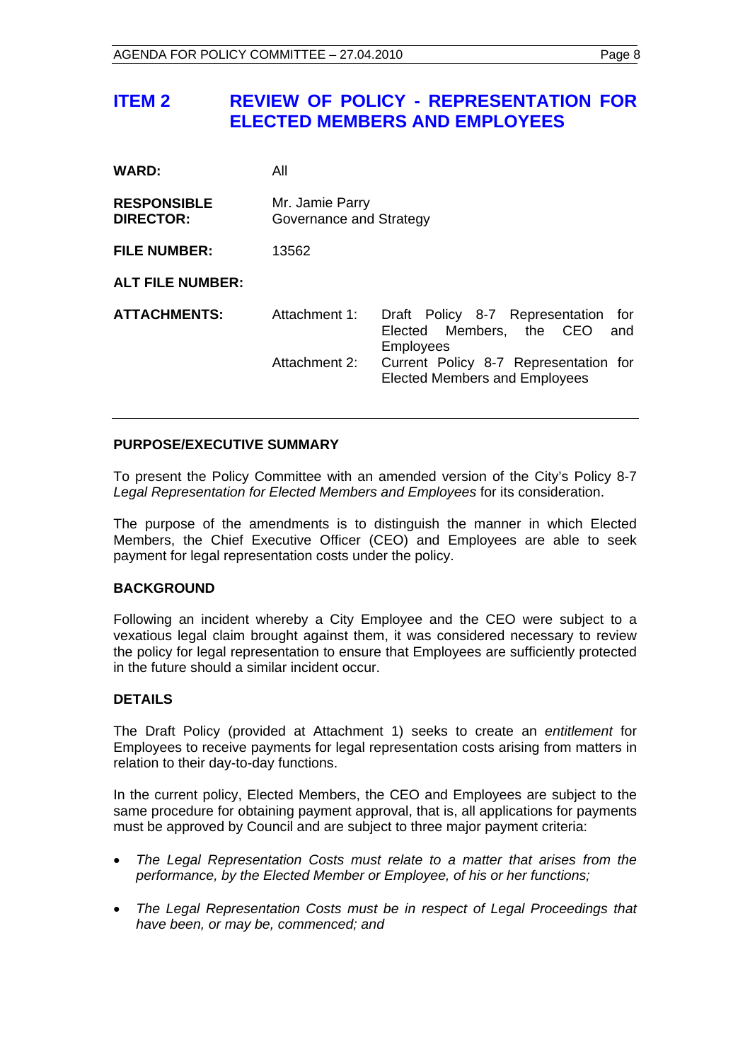# ITEM 2 REVIEW OF POLICY - REPRESENTATION FOR ELECTED MEMBERS AND EMPLOYEES

| | | |
|---|---|---|
| **WARD:** | All | |
| **RESPONSIBLE DIRECTOR:** | Mr. Jamie Parry<br>Governance and Strategy | |
| **FILE NUMBER:** | 13562 | |
| **ALT FILE NUMBER:** | | |
| **ATTACHMENTS:** | Attachment 1: | Draft Policy 8-7 Representation for Elected Members, the CEO and Employees |
| | Attachment 2: | Current Policy 8-7 Representation for Elected Members and Employees |

---

## PURPOSE/EXECUTIVE SUMMARY

To present the Policy Committee with an amended version of the City's Policy 8-7 *Legal Representation for Elected Members and Employees* for its consideration.

The purpose of the amendments is to distinguish the manner in which Elected Members, the Chief Executive Officer (CEO) and Employees are able to seek payment for legal representation costs under the policy.

## BACKGROUND

Following an incident whereby a City Employee and the CEO were subject to a vexatious legal claim brought against them, it was considered necessary to review the policy for legal representation to ensure that Employees are sufficiently protected in the future should a similar incident occur.

## DETAILS

The Draft Policy (provided at Attachment 1) seeks to create an *entitlement* for Employees to receive payments for legal representation costs arising from matters in relation to their day-to-day functions.

In the current policy, Elected Members, the CEO and Employees are subject to the same procedure for obtaining payment approval, that is, all applications for payments must be approved by Council and are subject to three major payment criteria:

- *The Legal Representation Costs must relate to a matter that arises from the performance, by the Elected Member or Employee, of his or her functions;*
- *The Legal Representation Costs must be in respect of Legal Proceedings that have been, or may be, commenced; and*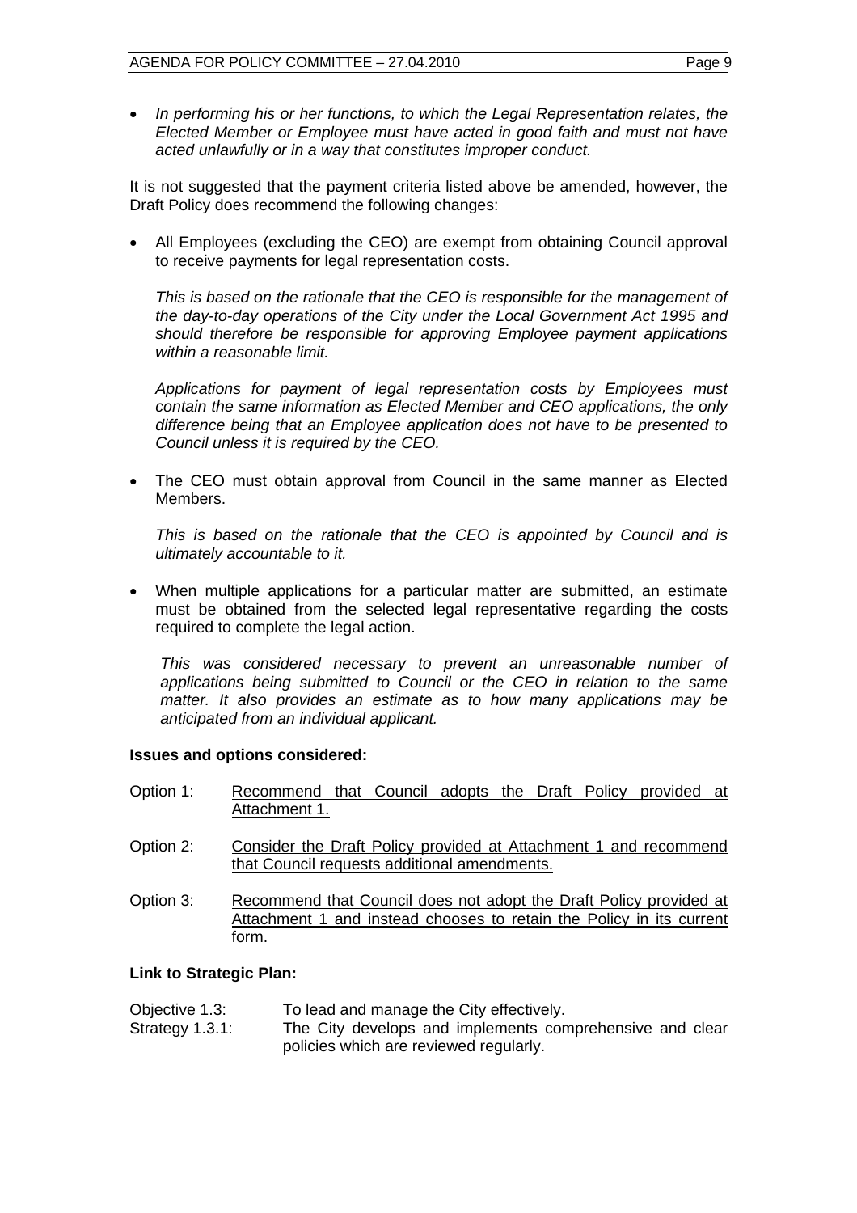- *In performing his or her functions, to which the Legal Representation relates, the Elected Member or Employee must have acted in good faith and must not have acted unlawfully or in a way that constitutes improper conduct.*

It is not suggested that the payment criteria listed above be amended, however, the Draft Policy does recommend the following changes:

- All Employees (excluding the CEO) are exempt from obtaining Council approval to receive payments for legal representation costs.

  *This is based on the rationale that the CEO is responsible for the management of the day-to-day operations of the City under the Local Government Act 1995 and should therefore be responsible for approving Employee payment applications within a reasonable limit.*

  *Applications for payment of legal representation costs by Employees must contain the same information as Elected Member and CEO applications, the only difference being that an Employee application does not have to be presented to Council unless it is required by the CEO.*

- The CEO must obtain approval from Council in the same manner as Elected Members.

  *This is based on the rationale that the CEO is appointed by Council and is ultimately accountable to it.*

- When multiple applications for a particular matter are submitted, an estimate must be obtained from the selected legal representative regarding the costs required to complete the legal action.

  *This was considered necessary to prevent an unreasonable number of applications being submitted to Council or the CEO in relation to the same matter. It also provides an estimate as to how many applications may be anticipated from an individual applicant.*

**Issues and options considered:**

Option 1: <u>Recommend that Council adopts the Draft Policy provided at Attachment 1.</u>

Option 2: <u>Consider the Draft Policy provided at Attachment 1 and recommend that Council requests additional amendments.</u>

Option 3: <u>Recommend that Council does not adopt the Draft Policy provided at Attachment 1 and instead chooses to retain the Policy in its current form.</u>

**Link to Strategic Plan:**

Objective 1.3: To lead and manage the City effectively.
Strategy 1.3.1: The City develops and implements comprehensive and clear policies which are reviewed regularly.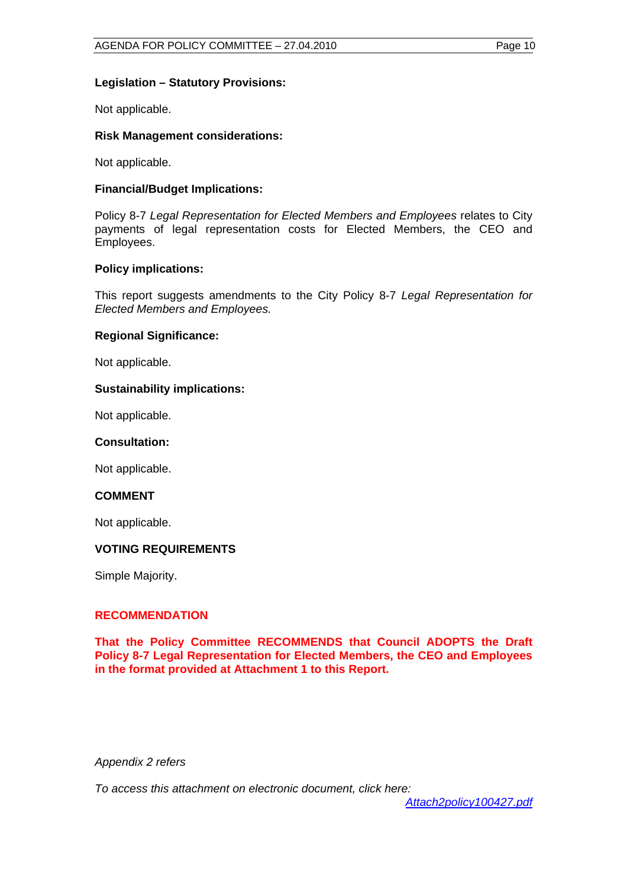**Legislation – Statutory Provisions:**

Not applicable.

**Risk Management considerations:**

Not applicable.

**Financial/Budget Implications:**

Policy 8-7 *Legal Representation for Elected Members and Employees* relates to City payments of legal representation costs for Elected Members, the CEO and Employees.

**Policy implications:**

This report suggests amendments to the City Policy 8-7 *Legal Representation for Elected Members and Employees.*

**Regional Significance:**

Not applicable.

**Sustainability implications:**

Not applicable.

**Consultation:**

Not applicable.

**COMMENT**

Not applicable.

**VOTING REQUIREMENTS**

Simple Majority.

**RECOMMENDATION**

**That the Policy Committee RECOMMENDS that Council ADOPTS the Draft Policy 8-7 Legal Representation for Elected Members, the CEO and Employees in the format provided at Attachment 1 to this Report.**

*Appendix 2 refers*

*To access this attachment on electronic document, click here:*
*Attach2policy100427.pdf*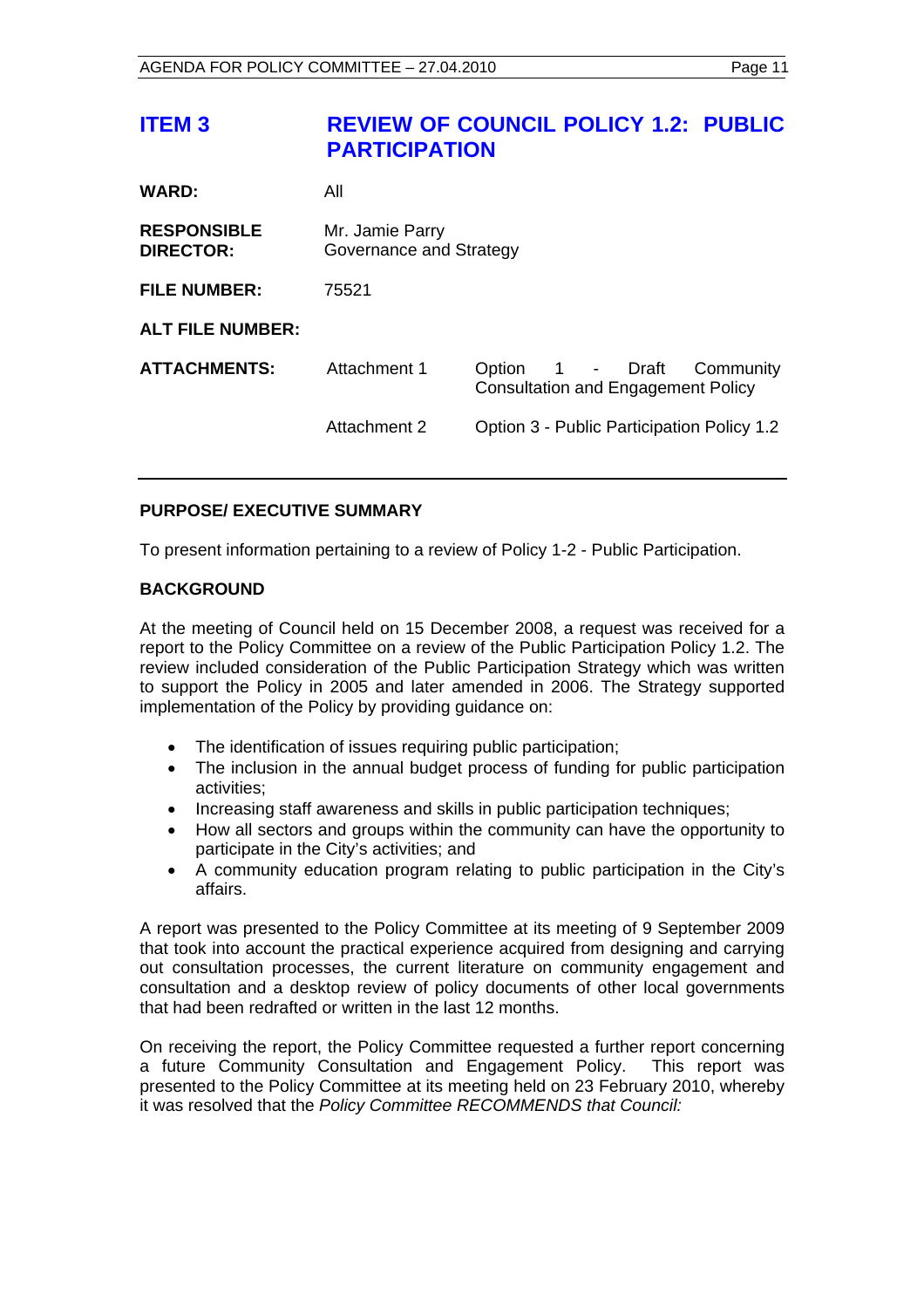# ITEM 3 REVIEW OF COUNCIL POLICY 1.2: PUBLIC PARTICIPATION

| | | |
|---|---|---|
| **WARD:** | All | |
| **RESPONSIBLE DIRECTOR:** | Mr. Jamie Parry<br>Governance and Strategy | |
| **FILE NUMBER:** | 75521 | |
| **ALT FILE NUMBER:** | | |
| **ATTACHMENTS:** | Attachment 1 | Option 1 - Draft Community Consultation and Engagement Policy |
| | Attachment 2 | Option 3 - Public Participation Policy 1.2 |

## PURPOSE/ EXECUTIVE SUMMARY

To present information pertaining to a review of Policy 1-2 - Public Participation.

## BACKGROUND

At the meeting of Council held on 15 December 2008, a request was received for a report to the Policy Committee on a review of the Public Participation Policy 1.2. The review included consideration of the Public Participation Strategy which was written to support the Policy in 2005 and later amended in 2006. The Strategy supported implementation of the Policy by providing guidance on:

- The identification of issues requiring public participation;
- The inclusion in the annual budget process of funding for public participation activities;
- Increasing staff awareness and skills in public participation techniques;
- How all sectors and groups within the community can have the opportunity to participate in the City's activities; and
- A community education program relating to public participation in the City's affairs.

A report was presented to the Policy Committee at its meeting of 9 September 2009 that took into account the practical experience acquired from designing and carrying out consultation processes, the current literature on community engagement and consultation and a desktop review of policy documents of other local governments that had been redrafted or written in the last 12 months.

On receiving the report, the Policy Committee requested a further report concerning a future Community Consultation and Engagement Policy. This report was presented to the Policy Committee at its meeting held on 23 February 2010, whereby it was resolved that the *Policy Committee RECOMMENDS that Council:*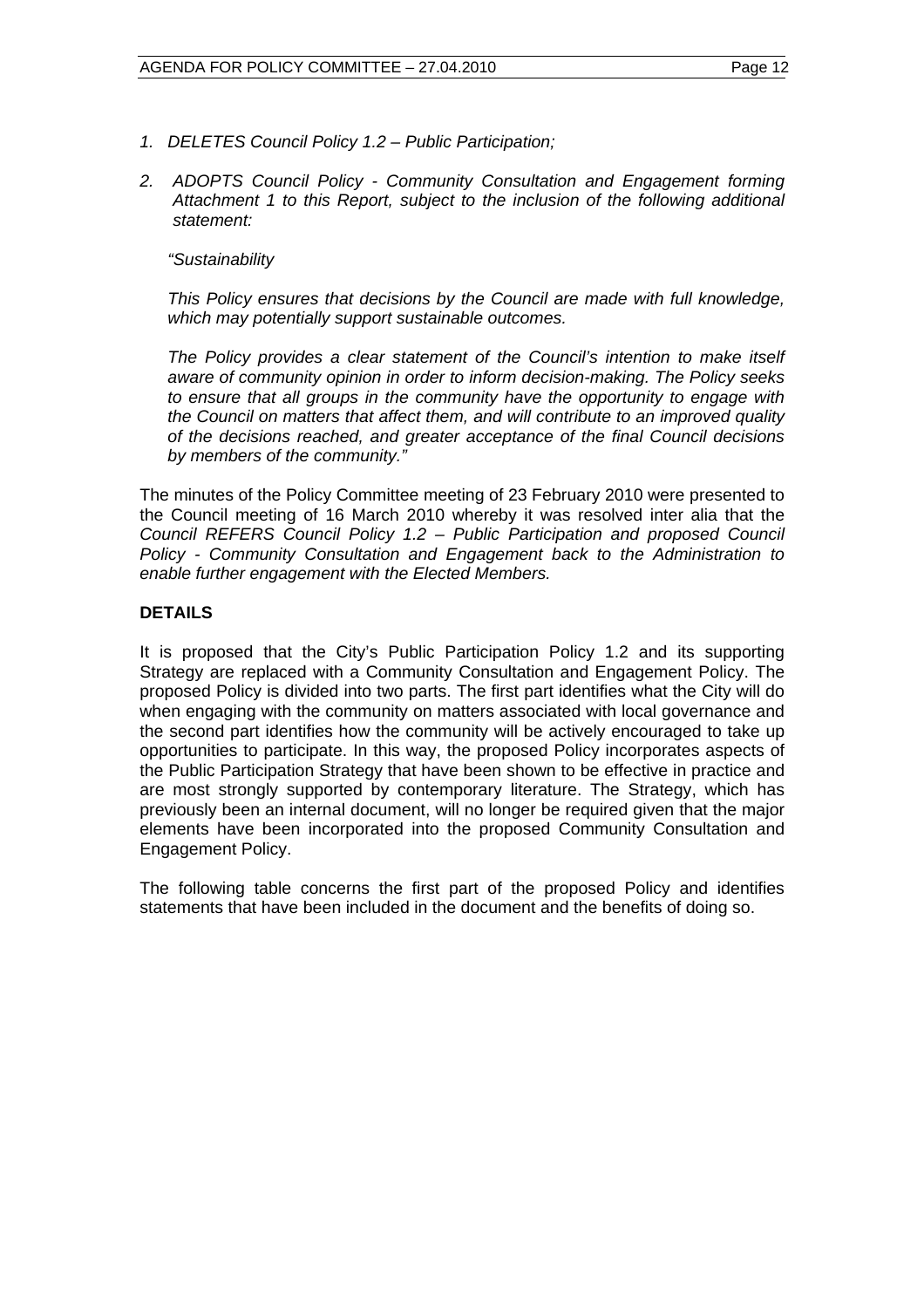1. *DELETES Council Policy 1.2 – Public Participation;*

2. *ADOPTS Council Policy - Community Consultation and Engagement forming Attachment 1 to this Report, subject to the inclusion of the following additional statement:*

   *"Sustainability*

   *This Policy ensures that decisions by the Council are made with full knowledge, which may potentially support sustainable outcomes.*

   *The Policy provides a clear statement of the Council's intention to make itself aware of community opinion in order to inform decision-making. The Policy seeks to ensure that all groups in the community have the opportunity to engage with the Council on matters that affect them, and will contribute to an improved quality of the decisions reached, and greater acceptance of the final Council decisions by members of the community."*

The minutes of the Policy Committee meeting of 23 February 2010 were presented to the Council meeting of 16 March 2010 whereby it was resolved inter alia that the *Council REFERS Council Policy 1.2 – Public Participation and proposed Council Policy - Community Consultation and Engagement back to the Administration to enable further engagement with the Elected Members.*

## DETAILS

It is proposed that the City's Public Participation Policy 1.2 and its supporting Strategy are replaced with a Community Consultation and Engagement Policy. The proposed Policy is divided into two parts. The first part identifies what the City will do when engaging with the community on matters associated with local governance and the second part identifies how the community will be actively encouraged to take up opportunities to participate. In this way, the proposed Policy incorporates aspects of the Public Participation Strategy that have been shown to be effective in practice and are most strongly supported by contemporary literature. The Strategy, which has previously been an internal document, will no longer be required given that the major elements have been incorporated into the proposed Community Consultation and Engagement Policy.

The following table concerns the first part of the proposed Policy and identifies statements that have been included in the document and the benefits of doing so.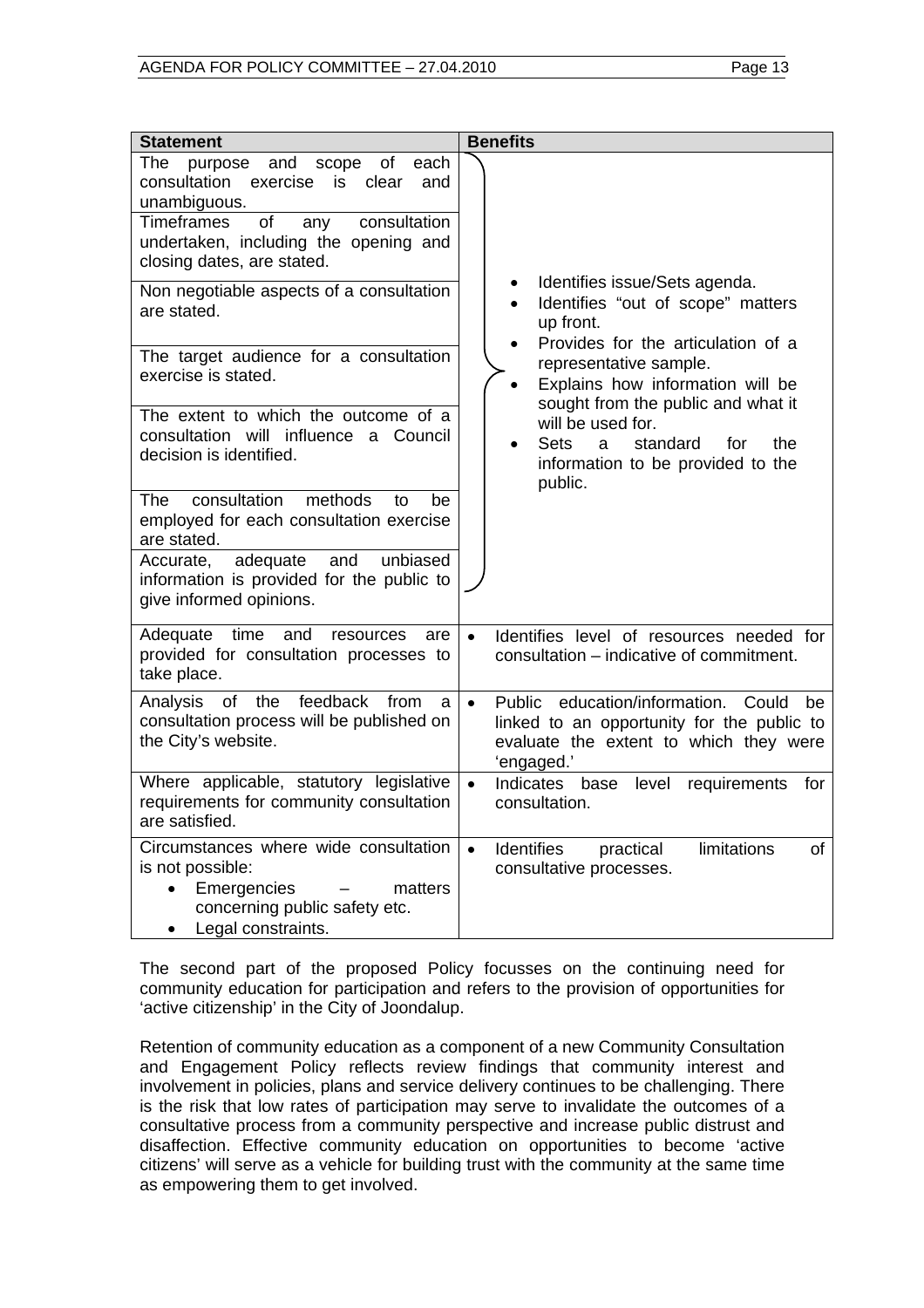| Statement | Benefits |
| --- | --- |
| The purpose and scope of each consultation exercise is clear and unambiguous.<br>Timeframes of any consultation undertaken, including the opening and closing dates, are stated.<br>Non negotiable aspects of a consultation are stated.<br>The target audience for a consultation exercise is stated.<br>The extent to which the outcome of a consultation will influence a Council decision is identified.<br>The consultation methods to be employed for each consultation exercise are stated.<br>Accurate, adequate and unbiased information is provided for the public to give informed opinions. | • Identifies issue/Sets agenda.<br>• Identifies "out of scope" matters up front.<br>• Provides for the articulation of a representative sample.<br>• Explains how information will be sought from the public and what it will be used for.<br>• Sets a standard for the information to be provided to the public. |
| Adequate time and resources are provided for consultation processes to take place. | • Identifies level of resources needed for consultation – indicative of commitment. |
| Analysis of the feedback from a consultation process will be published on the City's website. | • Public education/information. Could be linked to an opportunity for the public to evaluate the extent to which they were 'engaged.' |
| Where applicable, statutory legislative requirements for community consultation are satisfied. | • Indicates base level requirements for consultation. |
| Circumstances where wide consultation is not possible:<br>• Emergencies – matters concerning public safety etc.<br>• Legal constraints. | • Identifies practical limitations of consultative processes. |

The second part of the proposed Policy focusses on the continuing need for community education for participation and refers to the provision of opportunities for 'active citizenship' in the City of Joondalup.

Retention of community education as a component of a new Community Consultation and Engagement Policy reflects review findings that community interest and involvement in policies, plans and service delivery continues to be challenging. There is the risk that low rates of participation may serve to invalidate the outcomes of a consultative process from a community perspective and increase public distrust and disaffection. Effective community education on opportunities to become 'active citizens' will serve as a vehicle for building trust with the community at the same time as empowering them to get involved.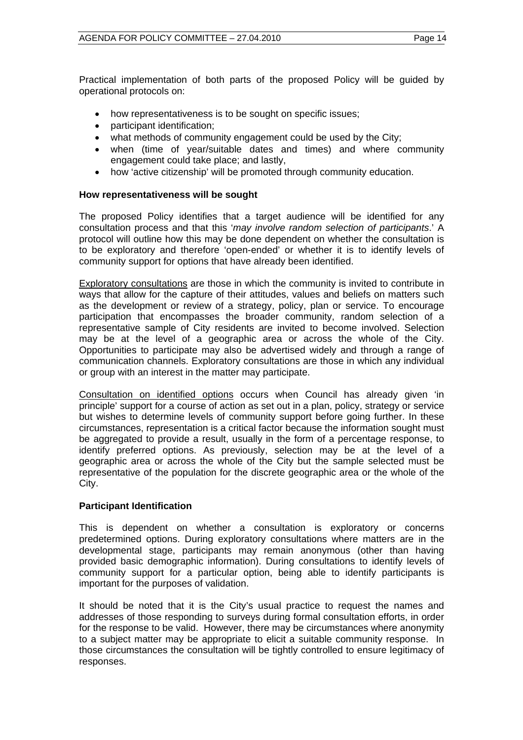Practical implementation of both parts of the proposed Policy will be guided by operational protocols on:

- how representativeness is to be sought on specific issues;
- participant identification;
- what methods of community engagement could be used by the City;
- when (time of year/suitable dates and times) and where community engagement could take place; and lastly,
- how 'active citizenship' will be promoted through community education.

**How representativeness will be sought**

The proposed Policy identifies that a target audience will be identified for any consultation process and that this '*may involve random selection of participants*.' A protocol will outline how this may be done dependent on whether the consultation is to be exploratory and therefore 'open-ended' or whether it is to identify levels of community support for options that have already been identified.

<u>Exploratory consultations</u> are those in which the community is invited to contribute in ways that allow for the capture of their attitudes, values and beliefs on matters such as the development or review of a strategy, policy, plan or service. To encourage participation that encompasses the broader community, random selection of a representative sample of City residents are invited to become involved. Selection may be at the level of a geographic area or across the whole of the City. Opportunities to participate may also be advertised widely and through a range of communication channels. Exploratory consultations are those in which any individual or group with an interest in the matter may participate.

<u>Consultation on identified options</u> occurs when Council has already given 'in principle' support for a course of action as set out in a plan, policy, strategy or service but wishes to determine levels of community support before going further. In these circumstances, representation is a critical factor because the information sought must be aggregated to provide a result, usually in the form of a percentage response, to identify preferred options. As previously, selection may be at the level of a geographic area or across the whole of the City but the sample selected must be representative of the population for the discrete geographic area or the whole of the City.

**Participant Identification**

This is dependent on whether a consultation is exploratory or concerns predetermined options. During exploratory consultations where matters are in the developmental stage, participants may remain anonymous (other than having provided basic demographic information). During consultations to identify levels of community support for a particular option, being able to identify participants is important for the purposes of validation.

It should be noted that it is the City's usual practice to request the names and addresses of those responding to surveys during formal consultation efforts, in order for the response to be valid. However, there may be circumstances where anonymity to a subject matter may be appropriate to elicit a suitable community response. In those circumstances the consultation will be tightly controlled to ensure legitimacy of responses.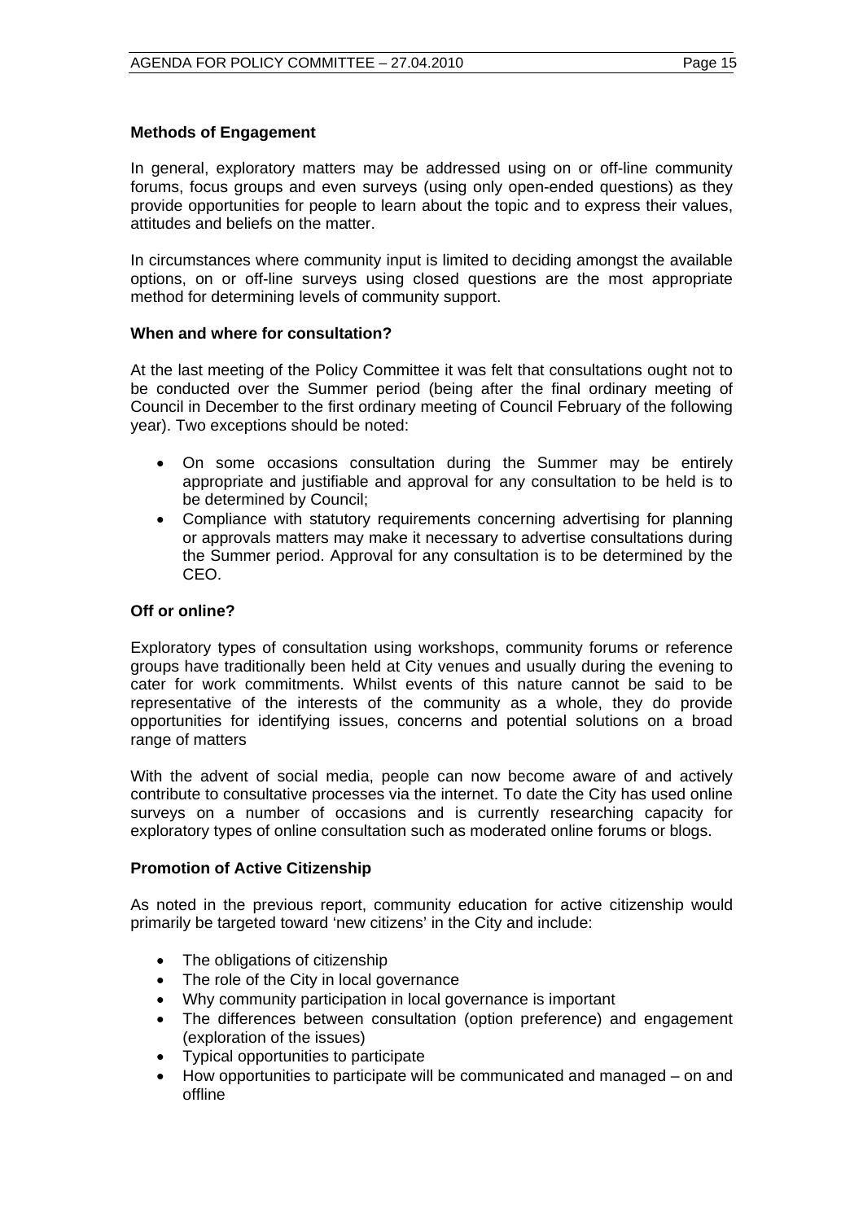**Methods of Engagement**

In general, exploratory matters may be addressed using on or off-line community forums, focus groups and even surveys (using only open-ended questions) as they provide opportunities for people to learn about the topic and to express their values, attitudes and beliefs on the matter.

In circumstances where community input is limited to deciding amongst the available options, on or off-line surveys using closed questions are the most appropriate method for determining levels of community support.

**When and where for consultation?**

At the last meeting of the Policy Committee it was felt that consultations ought not to be conducted over the Summer period (being after the final ordinary meeting of Council in December to the first ordinary meeting of Council February of the following year). Two exceptions should be noted:

- On some occasions consultation during the Summer may be entirely appropriate and justifiable and approval for any consultation to be held is to be determined by Council;
- Compliance with statutory requirements concerning advertising for planning or approvals matters may make it necessary to advertise consultations during the Summer period. Approval for any consultation is to be determined by the CEO.

**Off or online?**

Exploratory types of consultation using workshops, community forums or reference groups have traditionally been held at City venues and usually during the evening to cater for work commitments. Whilst events of this nature cannot be said to be representative of the interests of the community as a whole, they do provide opportunities for identifying issues, concerns and potential solutions on a broad range of matters

With the advent of social media, people can now become aware of and actively contribute to consultative processes via the internet. To date the City has used online surveys on a number of occasions and is currently researching capacity for exploratory types of online consultation such as moderated online forums or blogs.

**Promotion of Active Citizenship**

As noted in the previous report, community education for active citizenship would primarily be targeted toward 'new citizens' in the City and include:

- The obligations of citizenship
- The role of the City in local governance
- Why community participation in local governance is important
- The differences between consultation (option preference) and engagement (exploration of the issues)
- Typical opportunities to participate
- How opportunities to participate will be communicated and managed – on and offline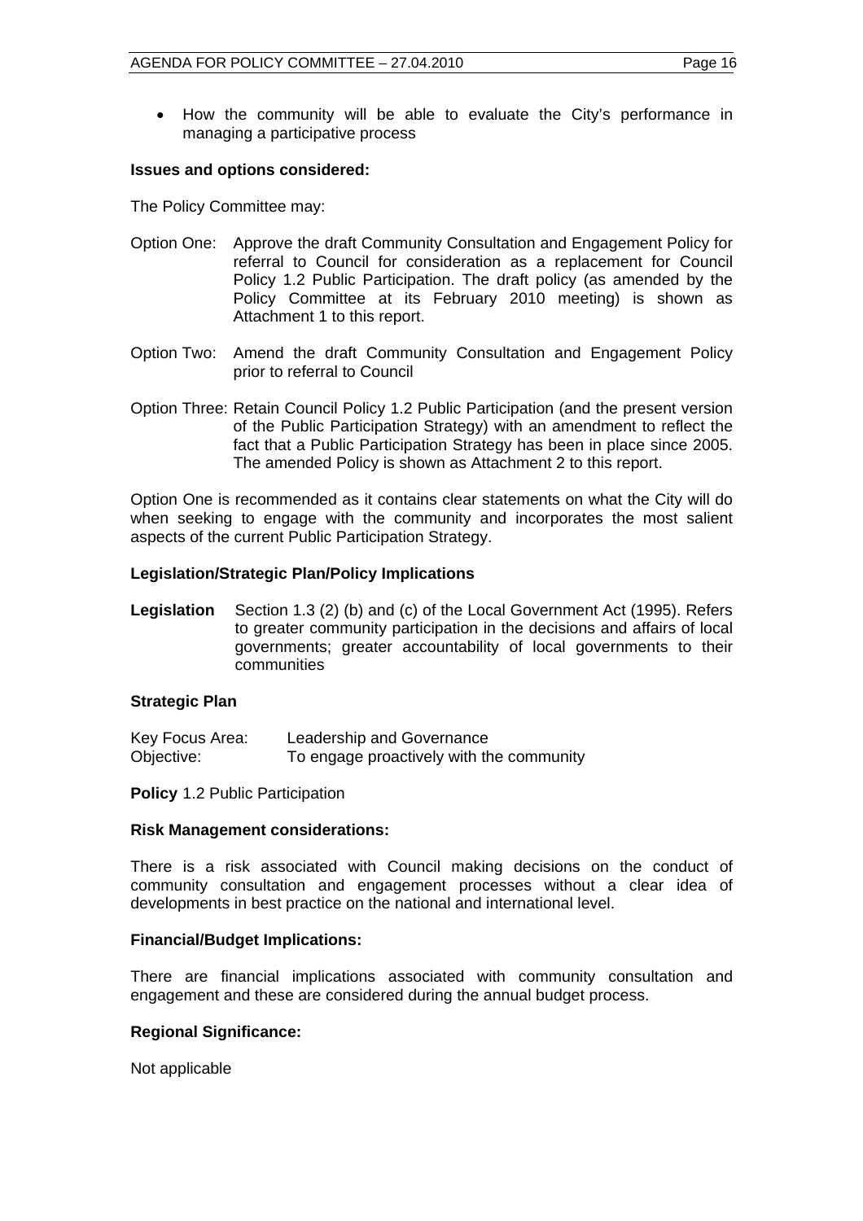- How the community will be able to evaluate the City's performance in managing a participative process

**Issues and options considered:**

The Policy Committee may:

Option One: Approve the draft Community Consultation and Engagement Policy for referral to Council for consideration as a replacement for Council Policy 1.2 Public Participation. The draft policy (as amended by the Policy Committee at its February 2010 meeting) is shown as Attachment 1 to this report.

Option Two: Amend the draft Community Consultation and Engagement Policy prior to referral to Council

Option Three: Retain Council Policy 1.2 Public Participation (and the present version of the Public Participation Strategy) with an amendment to reflect the fact that a Public Participation Strategy has been in place since 2005. The amended Policy is shown as Attachment 2 to this report.

Option One is recommended as it contains clear statements on what the City will do when seeking to engage with the community and incorporates the most salient aspects of the current Public Participation Strategy.

**Legislation/Strategic Plan/Policy Implications**

**Legislation** Section 1.3 (2) (b) and (c) of the Local Government Act (1995). Refers to greater community participation in the decisions and affairs of local governments; greater accountability of local governments to their communities

**Strategic Plan**

Key Focus Area: Leadership and Governance
Objective: To engage proactively with the community

**Policy** 1.2 Public Participation

**Risk Management considerations:**

There is a risk associated with Council making decisions on the conduct of community consultation and engagement processes without a clear idea of developments in best practice on the national and international level.

**Financial/Budget Implications:**

There are financial implications associated with community consultation and engagement and these are considered during the annual budget process.

**Regional Significance:**

Not applicable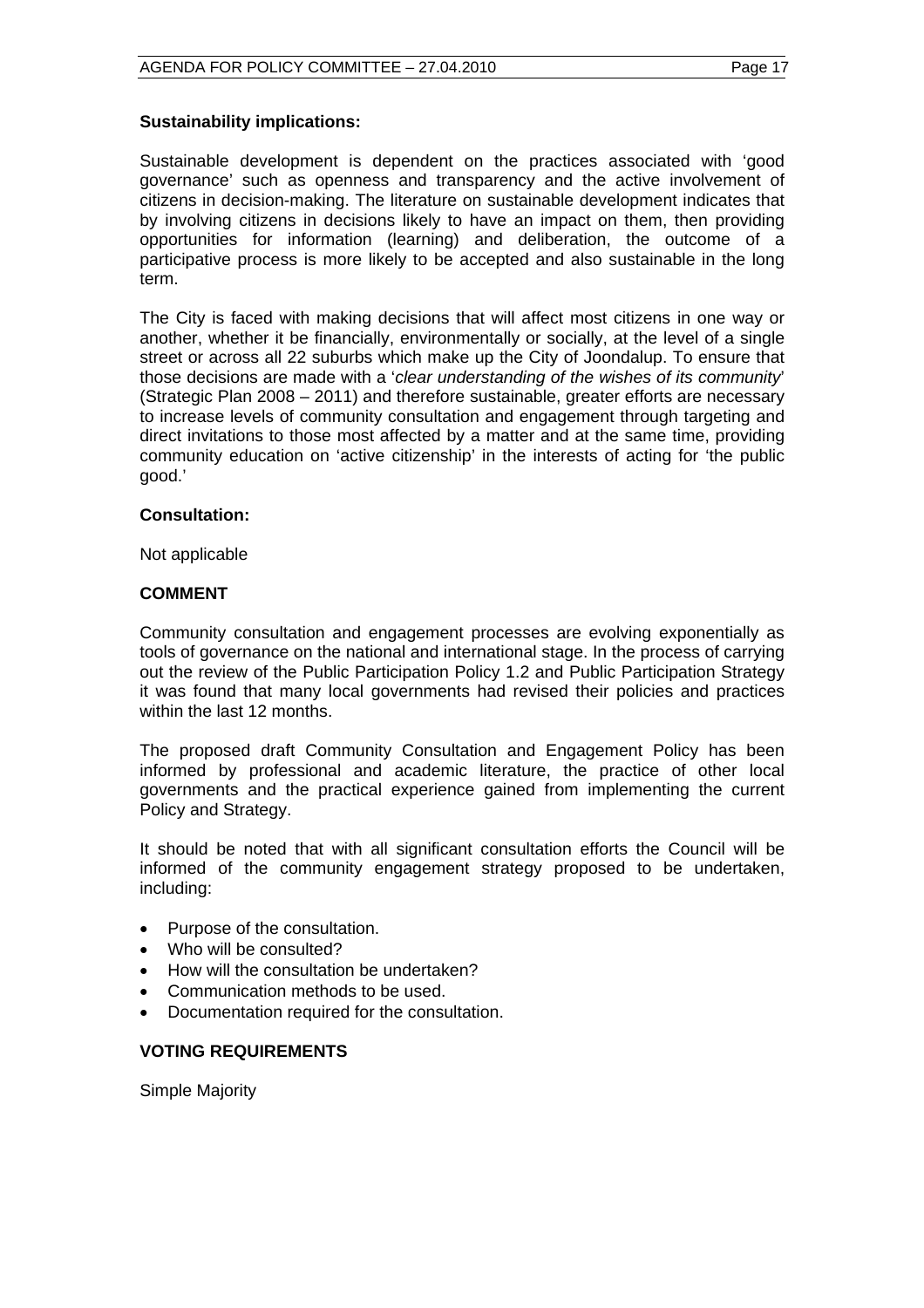**Sustainability implications:**

Sustainable development is dependent on the practices associated with 'good governance' such as openness and transparency and the active involvement of citizens in decision-making. The literature on sustainable development indicates that by involving citizens in decisions likely to have an impact on them, then providing opportunities for information (learning) and deliberation, the outcome of a participative process is more likely to be accepted and also sustainable in the long term.

The City is faced with making decisions that will affect most citizens in one way or another, whether it be financially, environmentally or socially, at the level of a single street or across all 22 suburbs which make up the City of Joondalup. To ensure that those decisions are made with a '*clear understanding of the wishes of its community*' (Strategic Plan 2008 – 2011) and therefore sustainable, greater efforts are necessary to increase levels of community consultation and engagement through targeting and direct invitations to those most affected by a matter and at the same time, providing community education on 'active citizenship' in the interests of acting for 'the public good.'

**Consultation:**

Not applicable

## COMMENT

Community consultation and engagement processes are evolving exponentially as tools of governance on the national and international stage. In the process of carrying out the review of the Public Participation Policy 1.2 and Public Participation Strategy it was found that many local governments had revised their policies and practices within the last 12 months.

The proposed draft Community Consultation and Engagement Policy has been informed by professional and academic literature, the practice of other local governments and the practical experience gained from implementing the current Policy and Strategy.

It should be noted that with all significant consultation efforts the Council will be informed of the community engagement strategy proposed to be undertaken, including:

- Purpose of the consultation.
- Who will be consulted?
- How will the consultation be undertaken?
- Communication methods to be used.
- Documentation required for the consultation.

## VOTING REQUIREMENTS

Simple Majority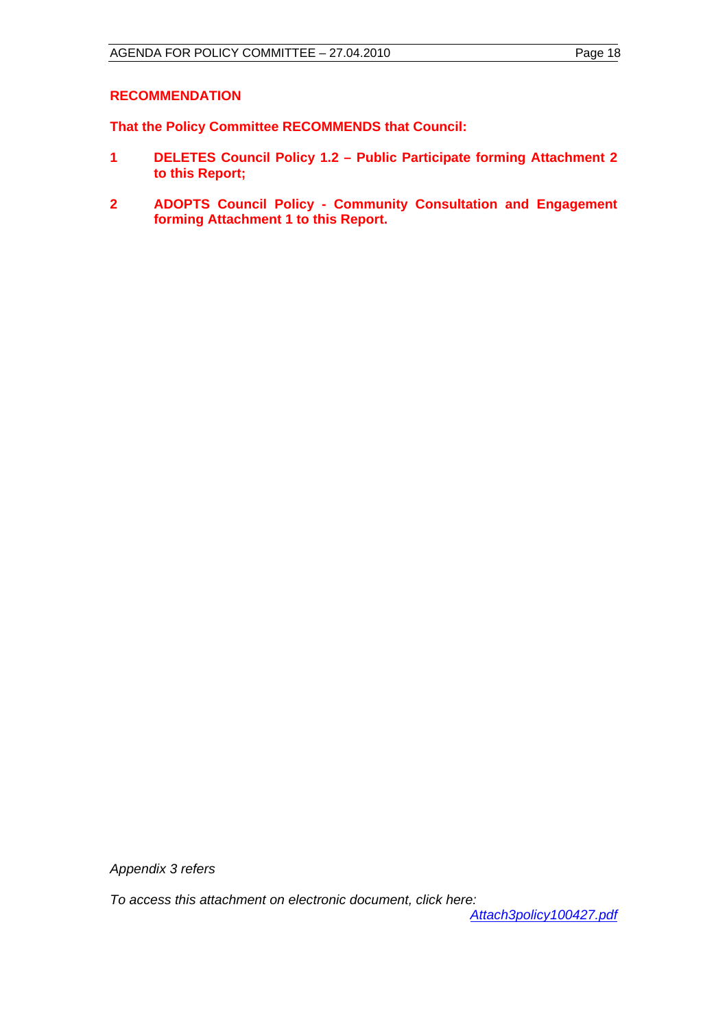**RECOMMENDATION**

**That the Policy Committee RECOMMENDS that Council:**

1. **DELETES Council Policy 1.2 – Public Participate forming Attachment 2 to this Report;**

2. **ADOPTS Council Policy - Community Consultation and Engagement forming Attachment 1 to this Report.**

*Appendix 3 refers*

*To access this attachment on electronic document, click here: Attach3policy100427.pdf*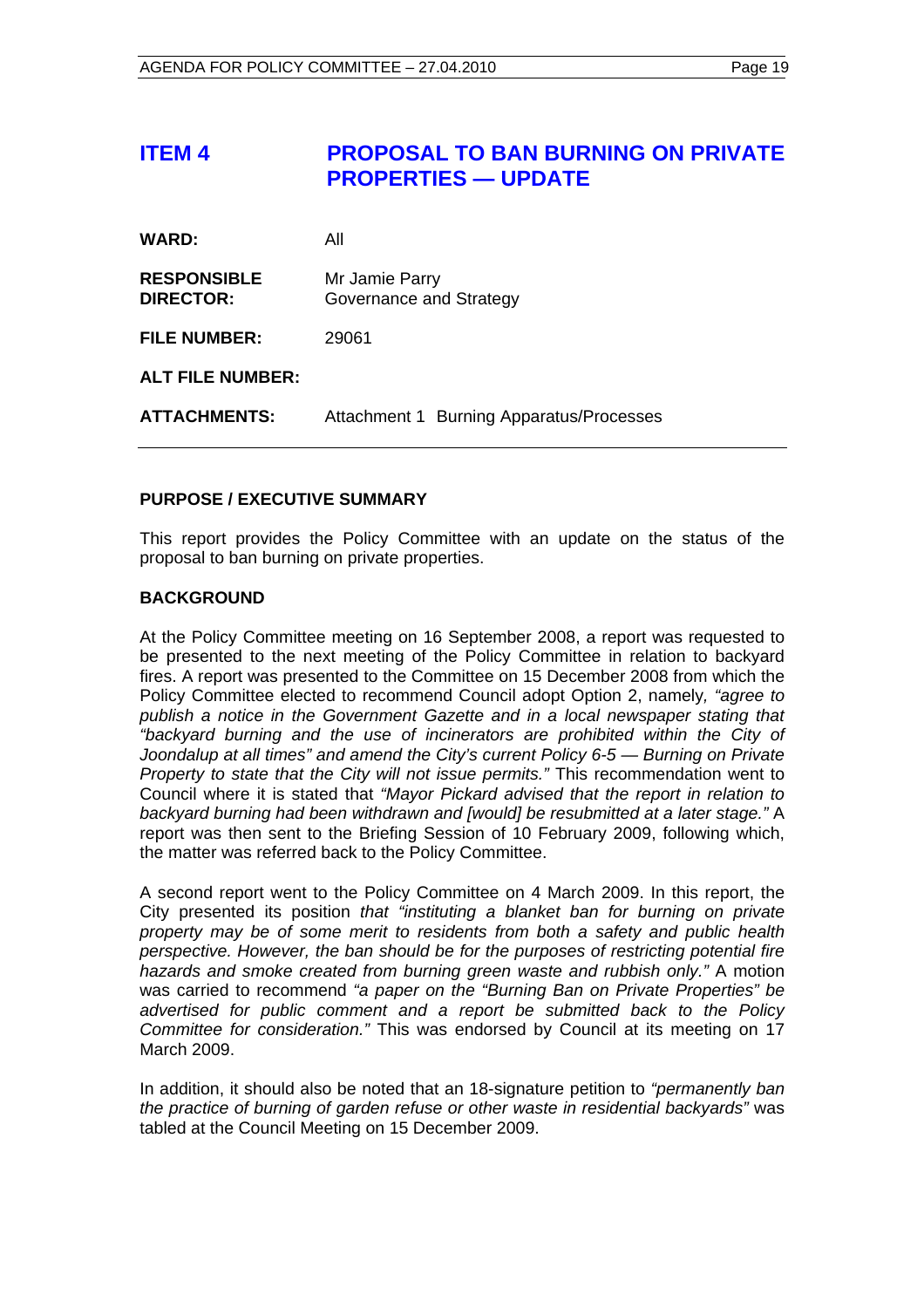# ITEM 4 PROPOSAL TO BAN BURNING ON PRIVATE PROPERTIES — UPDATE

| | |
|---|---|
| **WARD:** | All |
| **RESPONSIBLE DIRECTOR:** | Mr Jamie Parry<br>Governance and Strategy |
| **FILE NUMBER:** | 29061 |
| **ALT FILE NUMBER:** | |
| **ATTACHMENTS:** | Attachment 1 Burning Apparatus/Processes |

## PURPOSE / EXECUTIVE SUMMARY

This report provides the Policy Committee with an update on the status of the proposal to ban burning on private properties.

## BACKGROUND

At the Policy Committee meeting on 16 September 2008, a report was requested to be presented to the next meeting of the Policy Committee in relation to backyard fires. A report was presented to the Committee on 15 December 2008 from which the Policy Committee elected to recommend Council adopt Option 2, namely*, "agree to publish a notice in the Government Gazette and in a local newspaper stating that "backyard burning and the use of incinerators are prohibited within the City of Joondalup at all times" and amend the City's current Policy 6-5 — Burning on Private Property to state that the City will not issue permits."* This recommendation went to Council where it is stated that *"Mayor Pickard advised that the report in relation to backyard burning had been withdrawn and [would] be resubmitted at a later stage."* A report was then sent to the Briefing Session of 10 February 2009, following which, the matter was referred back to the Policy Committee.

A second report went to the Policy Committee on 4 March 2009. In this report, the City presented its position *that "instituting a blanket ban for burning on private property may be of some merit to residents from both a safety and public health perspective. However, the ban should be for the purposes of restricting potential fire hazards and smoke created from burning green waste and rubbish only."* A motion was carried to recommend *"a paper on the "Burning Ban on Private Properties" be advertised for public comment and a report be submitted back to the Policy Committee for consideration."* This was endorsed by Council at its meeting on 17 March 2009.

In addition, it should also be noted that an 18-signature petition to *"permanently ban the practice of burning of garden refuse or other waste in residential backyards"* was tabled at the Council Meeting on 15 December 2009.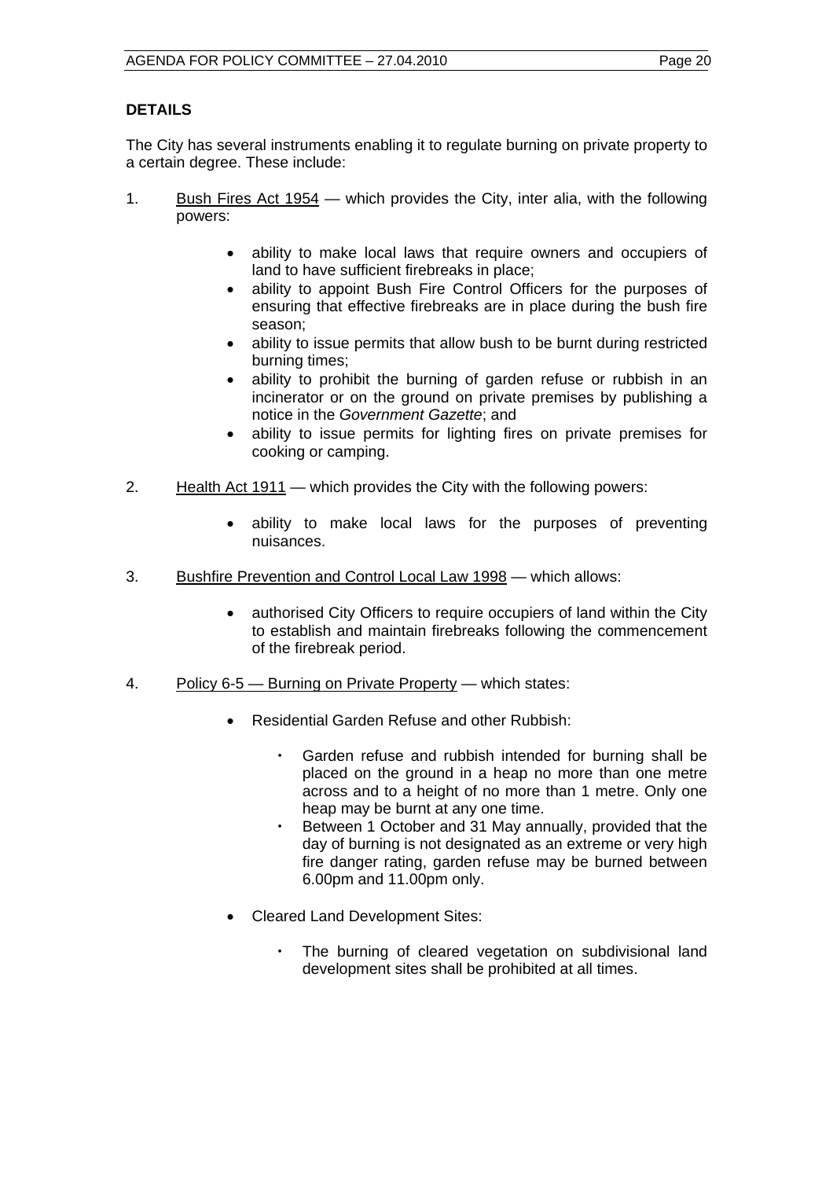## DETAILS

The City has several instruments enabling it to regulate burning on private property to a certain degree. These include:

1. Bush Fires Act 1954 — which provides the City, inter alia, with the following powers:

    - ability to make local laws that require owners and occupiers of land to have sufficient firebreaks in place;
    - ability to appoint Bush Fire Control Officers for the purposes of ensuring that effective firebreaks are in place during the bush fire season;
    - ability to issue permits that allow bush to be burnt during restricted burning times;
    - ability to prohibit the burning of garden refuse or rubbish in an incinerator or on the ground on private premises by publishing a notice in the *Government Gazette*; and
    - ability to issue permits for lighting fires on private premises for cooking or camping.

2. Health Act 1911 — which provides the City with the following powers:

    - ability to make local laws for the purposes of preventing nuisances.

3. Bushfire Prevention and Control Local Law 1998 — which allows:

    - authorised City Officers to require occupiers of land within the City to establish and maintain firebreaks following the commencement of the firebreak period.

4. Policy 6-5 — Burning on Private Property — which states:

    - Residential Garden Refuse and other Rubbish:

        - Garden refuse and rubbish intended for burning shall be placed on the ground in a heap no more than one metre across and to a height of no more than 1 metre. Only one heap may be burnt at any one time.
        - Between 1 October and 31 May annually, provided that the day of burning is not designated as an extreme or very high fire danger rating, garden refuse may be burned between 6.00pm and 11.00pm only.

    - Cleared Land Development Sites:

        - The burning of cleared vegetation on subdivisional land development sites shall be prohibited at all times.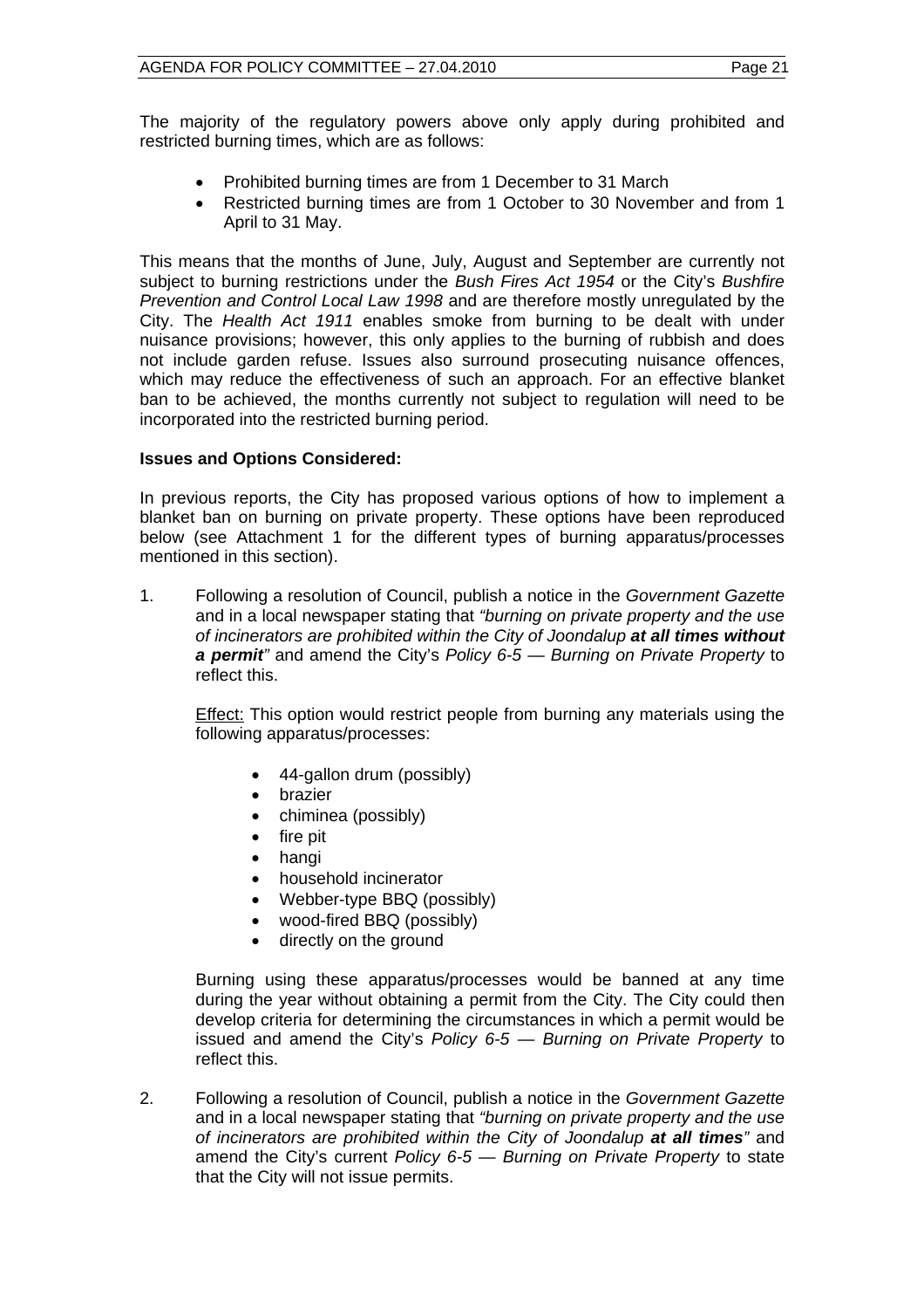The majority of the regulatory powers above only apply during prohibited and restricted burning times, which are as follows:

- Prohibited burning times are from 1 December to 31 March
- Restricted burning times are from 1 October to 30 November and from 1 April to 31 May.

This means that the months of June, July, August and September are currently not subject to burning restrictions under the *Bush Fires Act 1954* or the City's *Bushfire Prevention and Control Local Law 1998* and are therefore mostly unregulated by the City. The *Health Act 1911* enables smoke from burning to be dealt with under nuisance provisions; however, this only applies to the burning of rubbish and does not include garden refuse. Issues also surround prosecuting nuisance offences, which may reduce the effectiveness of such an approach. For an effective blanket ban to be achieved, the months currently not subject to regulation will need to be incorporated into the restricted burning period.

**Issues and Options Considered:**

In previous reports, the City has proposed various options of how to implement a blanket ban on burning on private property. These options have been reproduced below (see Attachment 1 for the different types of burning apparatus/processes mentioned in this section).

1. Following a resolution of Council, publish a notice in the *Government Gazette* and in a local newspaper stating that *"burning on private property and the use of incinerators are prohibited within the City of Joondalup **at all times without a permit**"* and amend the City's *Policy 6-5 — Burning on Private Property* to reflect this.

   Effect: This option would restrict people from burning any materials using the following apparatus/processes:

   - 44-gallon drum (possibly)
   - brazier
   - chiminea (possibly)
   - fire pit
   - hangi
   - household incinerator
   - Webber-type BBQ (possibly)
   - wood-fired BBQ (possibly)
   - directly on the ground

   Burning using these apparatus/processes would be banned at any time during the year without obtaining a permit from the City. The City could then develop criteria for determining the circumstances in which a permit would be issued and amend the City's *Policy 6-5 — Burning on Private Property* to reflect this.

2. Following a resolution of Council, publish a notice in the *Government Gazette* and in a local newspaper stating that *"burning on private property and the use of incinerators are prohibited within the City of Joondalup **at all times**"* and amend the City's current *Policy 6-5 — Burning on Private Property* to state that the City will not issue permits.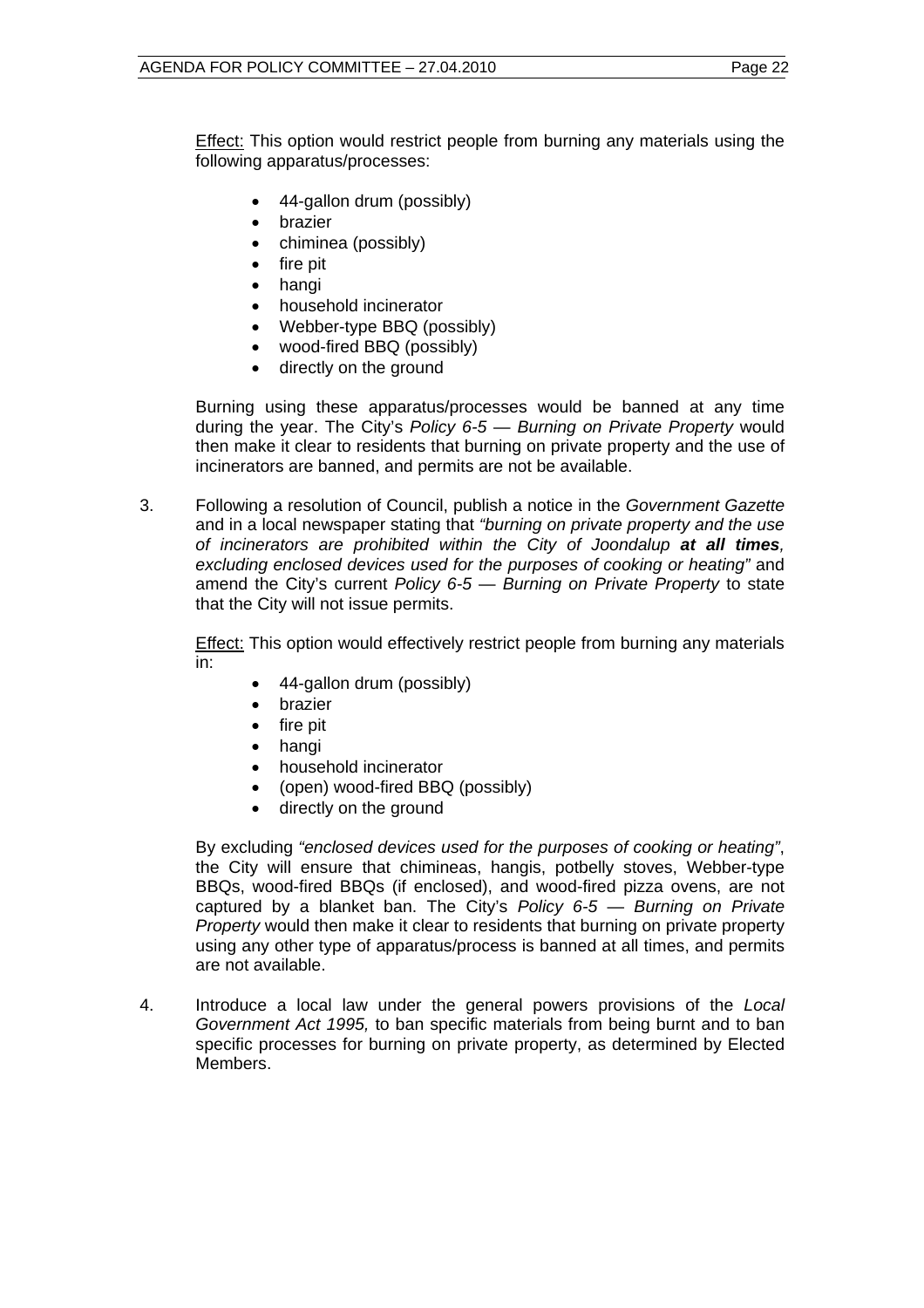<u>Effect:</u> This option would restrict people from burning any materials using the following apparatus/processes:

- 44-gallon drum (possibly)
- brazier
- chiminea (possibly)
- fire pit
- hangi
- household incinerator
- Webber-type BBQ (possibly)
- wood-fired BBQ (possibly)
- directly on the ground

Burning using these apparatus/processes would be banned at any time during the year. The City's *Policy 6-5 — Burning on Private Property* would then make it clear to residents that burning on private property and the use of incinerators are banned, and permits are not be available.

3. Following a resolution of Council, publish a notice in the *Government Gazette* and in a local newspaper stating that *"burning on private property and the use of incinerators are prohibited within the City of Joondalup* ***at all times****, excluding enclosed devices used for the purposes of cooking or heating"* and amend the City's current *Policy 6-5 — Burning on Private Property* to state that the City will not issue permits.

   <u>Effect:</u> This option would effectively restrict people from burning any materials in:

   - 44-gallon drum (possibly)
   - brazier
   - fire pit
   - hangi
   - household incinerator
   - (open) wood-fired BBQ (possibly)
   - directly on the ground

   By excluding *"enclosed devices used for the purposes of cooking or heating"*, the City will ensure that chimineas, hangis, potbelly stoves, Webber-type BBQs, wood-fired BBQs (if enclosed), and wood-fired pizza ovens, are not captured by a blanket ban. The City's *Policy 6-5 — Burning on Private Property* would then make it clear to residents that burning on private property using any other type of apparatus/process is banned at all times, and permits are not available.

4. Introduce a local law under the general powers provisions of the *Local Government Act 1995,* to ban specific materials from being burnt and to ban specific processes for burning on private property, as determined by Elected Members.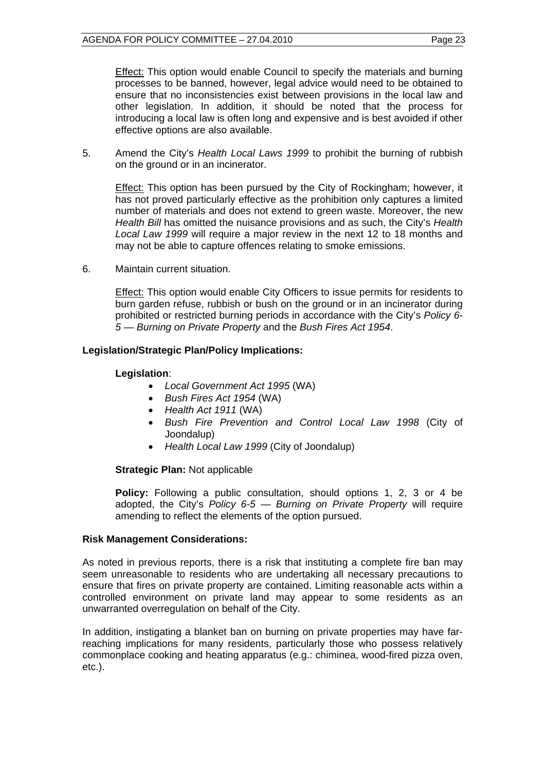Effect: This option would enable Council to specify the materials and burning processes to be banned, however, legal advice would need to be obtained to ensure that no inconsistencies exist between provisions in the local law and other legislation. In addition, it should be noted that the process for introducing a local law is often long and expensive and is best avoided if other effective options are also available.

5. Amend the City's *Health Local Laws 1999* to prohibit the burning of rubbish on the ground or in an incinerator.

   Effect: This option has been pursued by the City of Rockingham; however, it has not proved particularly effective as the prohibition only captures a limited number of materials and does not extend to green waste. Moreover, the new *Health Bill* has omitted the nuisance provisions and as such, the City's *Health Local Law 1999* will require a major review in the next 12 to 18 months and may not be able to capture offences relating to smoke emissions.

6. Maintain current situation.

   Effect: This option would enable City Officers to issue permits for residents to burn garden refuse, rubbish or bush on the ground or in an incinerator during prohibited or restricted burning periods in accordance with the City's *Policy 6-5 — Burning on Private Property* and the *Bush Fires Act 1954*.

**Legislation/Strategic Plan/Policy Implications:**

**Legislation**:

- *Local Government Act 1995* (WA)
- *Bush Fires Act 1954* (WA)
- *Health Act 1911* (WA)
- *Bush Fire Prevention and Control Local Law 1998* (City of Joondalup)
- *Health Local Law 1999* (City of Joondalup)

**Strategic Plan:** Not applicable

**Policy:** Following a public consultation, should options 1, 2, 3 or 4 be adopted, the City's *Policy 6-5 — Burning on Private Property* will require amending to reflect the elements of the option pursued.

**Risk Management Considerations:**

As noted in previous reports, there is a risk that instituting a complete fire ban may seem unreasonable to residents who are undertaking all necessary precautions to ensure that fires on private property are contained. Limiting reasonable acts within a controlled environment on private land may appear to some residents as an unwarranted overregulation on behalf of the City.

In addition, instigating a blanket ban on burning on private properties may have far-reaching implications for many residents, particularly those who possess relatively commonplace cooking and heating apparatus (e.g.: chiminea, wood-fired pizza oven, etc.).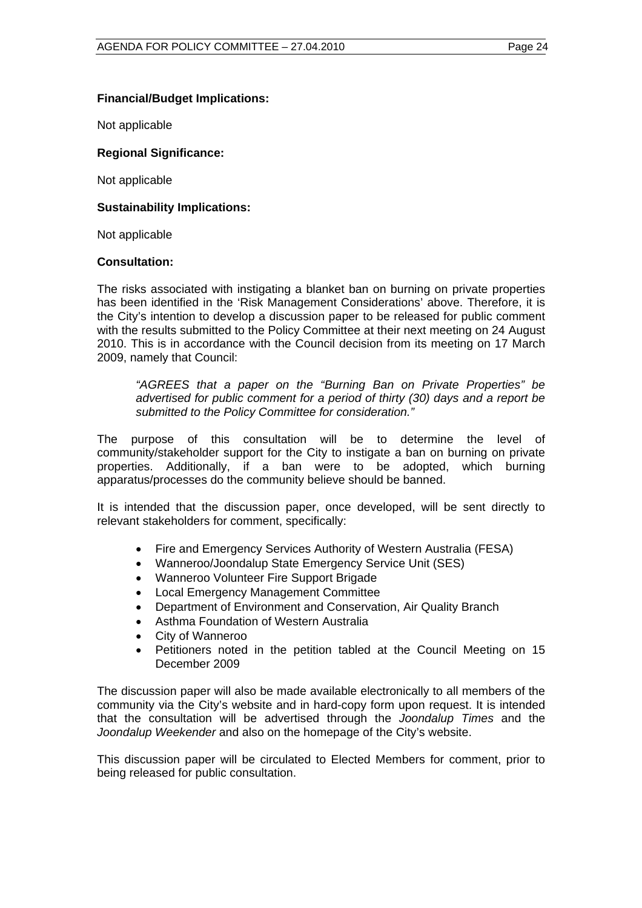**Financial/Budget Implications:**

Not applicable

**Regional Significance:**

Not applicable

**Sustainability Implications:**

Not applicable

**Consultation:**

The risks associated with instigating a blanket ban on burning on private properties has been identified in the 'Risk Management Considerations' above. Therefore, it is the City's intention to develop a discussion paper to be released for public comment with the results submitted to the Policy Committee at their next meeting on 24 August 2010. This is in accordance with the Council decision from its meeting on 17 March 2009, namely that Council:

> *"AGREES that a paper on the "Burning Ban on Private Properties" be advertised for public comment for a period of thirty (30) days and a report be submitted to the Policy Committee for consideration."*

The purpose of this consultation will be to determine the level of community/stakeholder support for the City to instigate a ban on burning on private properties. Additionally, if a ban were to be adopted, which burning apparatus/processes do the community believe should be banned.

It is intended that the discussion paper, once developed, will be sent directly to relevant stakeholders for comment, specifically:

- Fire and Emergency Services Authority of Western Australia (FESA)
- Wanneroo/Joondalup State Emergency Service Unit (SES)
- Wanneroo Volunteer Fire Support Brigade
- Local Emergency Management Committee
- Department of Environment and Conservation, Air Quality Branch
- Asthma Foundation of Western Australia
- City of Wanneroo
- Petitioners noted in the petition tabled at the Council Meeting on 15 December 2009

The discussion paper will also be made available electronically to all members of the community via the City's website and in hard-copy form upon request. It is intended that the consultation will be advertised through the *Joondalup Times* and the *Joondalup Weekender* and also on the homepage of the City's website.

This discussion paper will be circulated to Elected Members for comment, prior to being released for public consultation.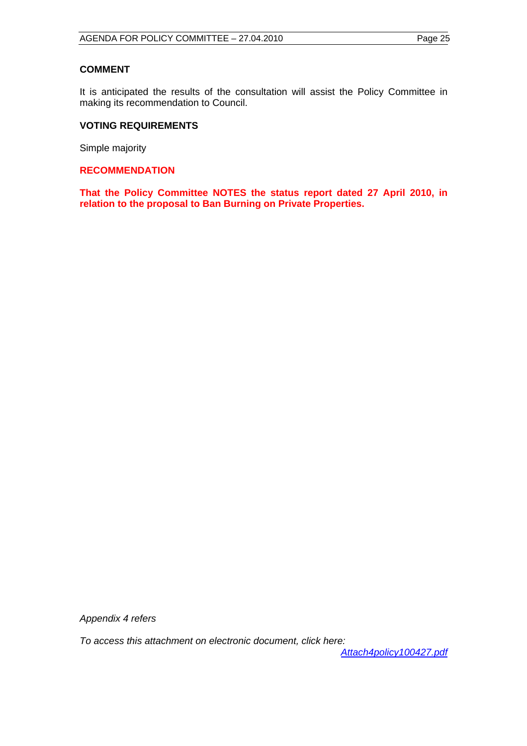**COMMENT**

It is anticipated the results of the consultation will assist the Policy Committee in making its recommendation to Council.

**VOTING REQUIREMENTS**

Simple majority

**RECOMMENDATION**

**That the Policy Committee NOTES the status report dated 27 April 2010, in relation to the proposal to Ban Burning on Private Properties.**

*Appendix 4 refers*

*To access this attachment on electronic document, click here:*

*Attach4policy100427.pdf*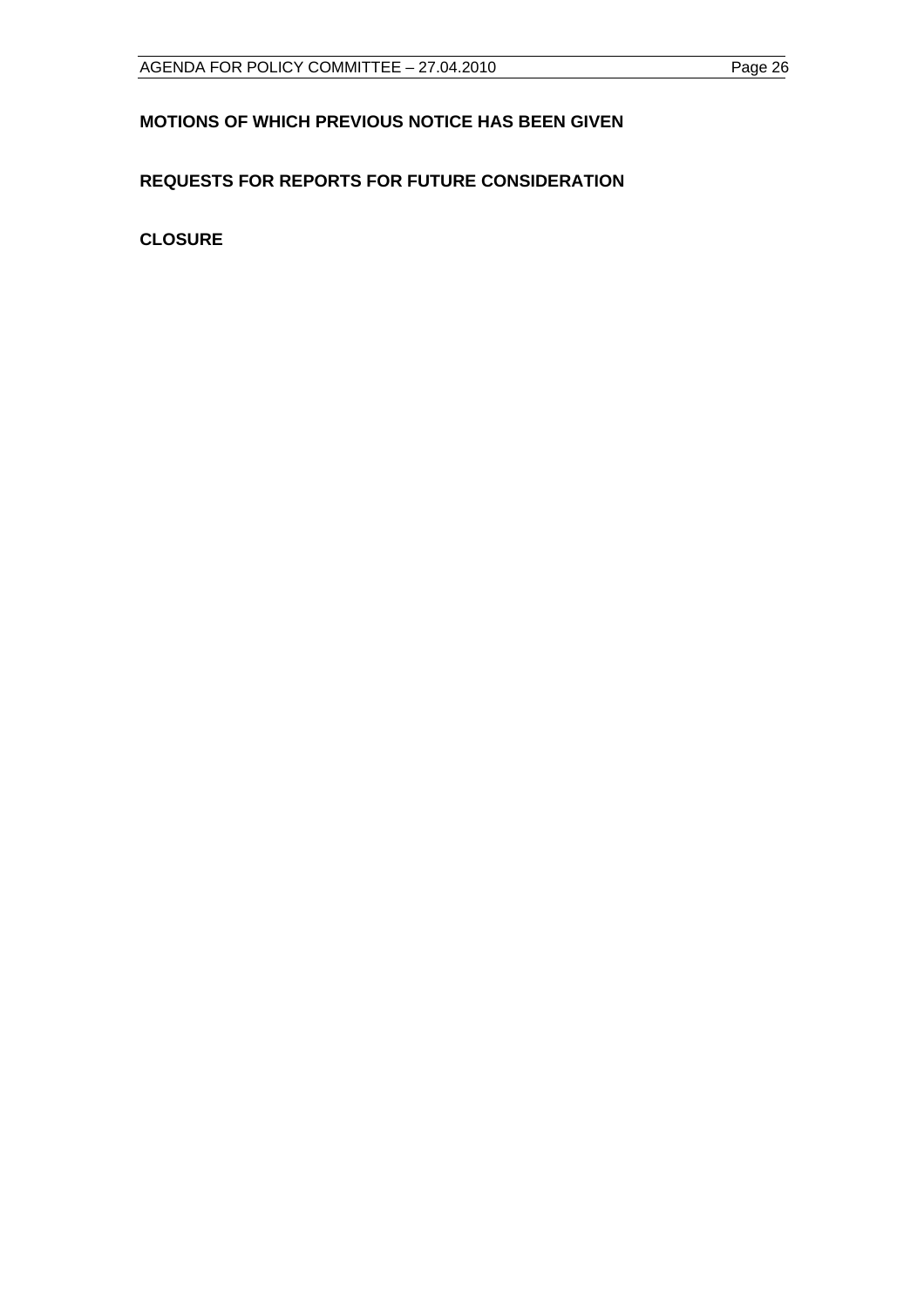**MOTIONS OF WHICH PREVIOUS NOTICE HAS BEEN GIVEN**

**REQUESTS FOR REPORTS FOR FUTURE CONSIDERATION**

**CLOSURE**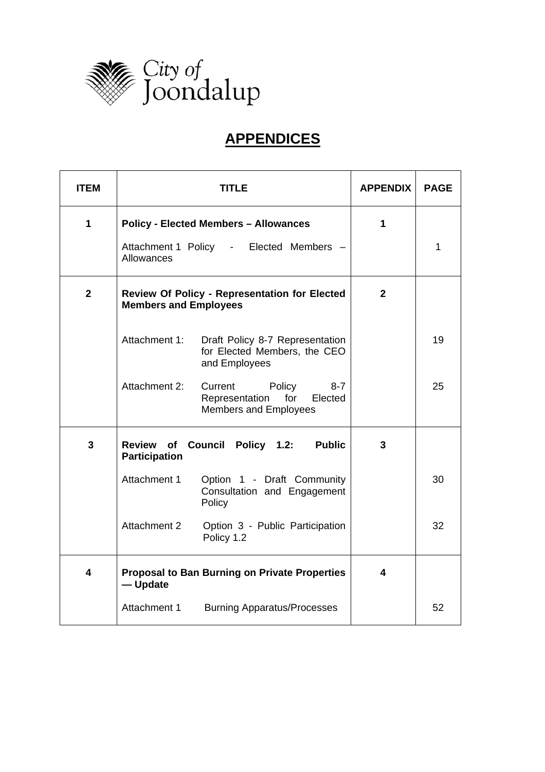City of Joondalup

# APPENDICES

| ITEM | TITLE | APPENDIX | PAGE |
|---|---|---|---|
| 1 | **Policy - Elected Members – Allowances** | 1 | |
| | Attachment 1 Policy - Elected Members – Allowances | | 1 |
| 2 | **Review Of Policy - Representation for Elected Members and Employees** | 2 | |
| | Attachment 1: Draft Policy 8-7 Representation for Elected Members, the CEO and Employees | | 19 |
| | Attachment 2: Current Policy 8-7 Representation for Elected Members and Employees | | 25 |
| 3 | **Review of Council Policy 1.2: Public Participation** | 3 | |
| | Attachment 1 Option 1 - Draft Community Consultation and Engagement Policy | | 30 |
| | Attachment 2 Option 3 - Public Participation Policy 1.2 | | 32 |
| 4 | **Proposal to Ban Burning on Private Properties — Update** | 4 | |
| | Attachment 1 Burning Apparatus/Processes | | 52 |